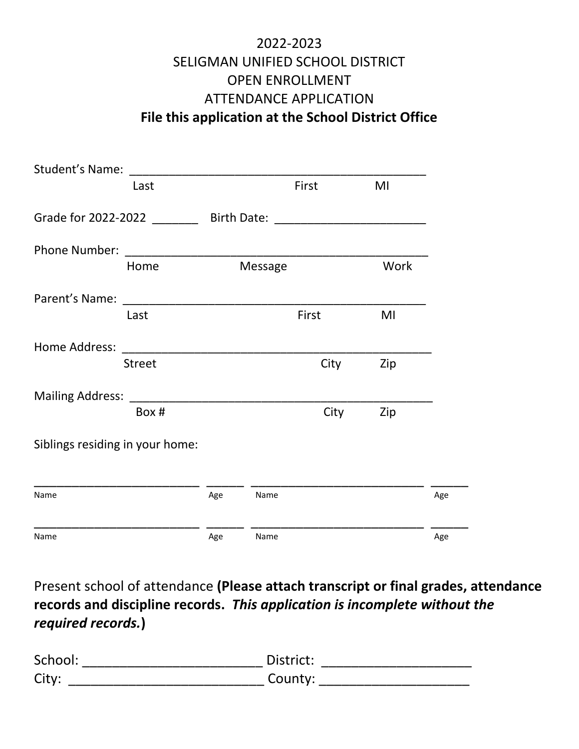# 2022-2023
# SELIGMAN UNIFIED SCHOOL DISTRICT
# OPEN ENROLLMENT
# ATTENDANCE APPLICATION

**File this application at the School District Office**

Student's Name: ____________________________________________

Last First MI

Grade for 2022-2022 _______ Birth Date: _______________________

Phone Number: ______________________________________________

Home Message Work

Parent's Name: ______________________________________________

Last First MI

Home Address: ______________________________________________

Street City Zip

Mailing Address: _____________________________________________

Box # City Zip

Siblings residing in your home:

_________________________ _____ _________________________ _____

Name Age Name Age

_________________________ _____ _________________________ _____

Name Age Name Age

Present school of attendance **(Please attach transcript or final grades, attendance records and discipline records. *This application is incomplete without the required records.*)**

School: ________________________ District: ____________________

City: __________________________ County: ____________________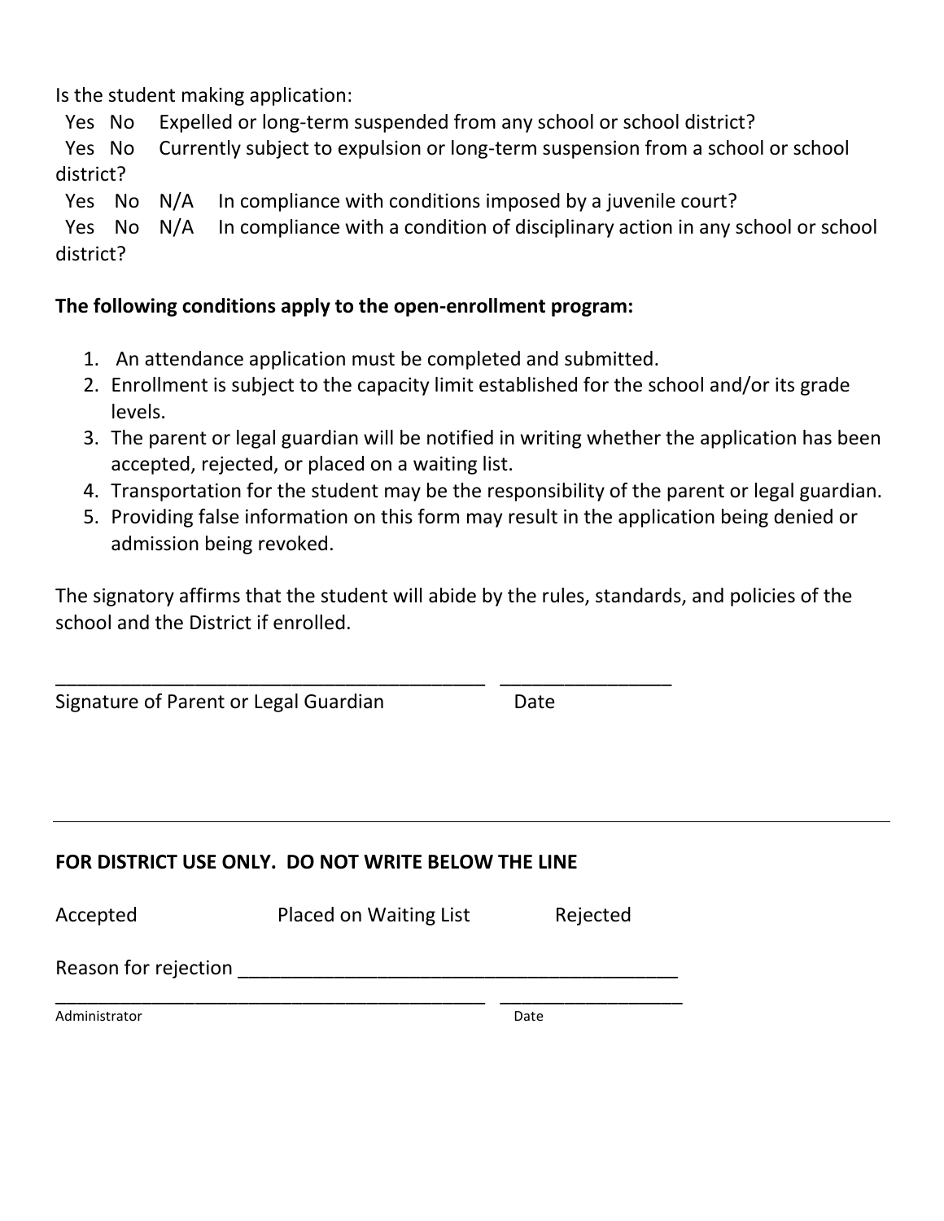Is the student making application:

Yes No Expelled or long-term suspended from any school or school district?

Yes No Currently subject to expulsion or long-term suspension from a school or school district?

Yes No N/A In compliance with conditions imposed by a juvenile court?

Yes No N/A In compliance with a condition of disciplinary action in any school or school district?

**The following conditions apply to the open-enrollment program:**

1. An attendance application must be completed and submitted.
2. Enrollment is subject to the capacity limit established for the school and/or its grade levels.
3. The parent or legal guardian will be notified in writing whether the application has been accepted, rejected, or placed on a waiting list.
4. Transportation for the student may be the responsibility of the parent or legal guardian.
5. Providing false information on this form may result in the application being denied or admission being revoked.

The signatory affirms that the student will abide by the rules, standards, and policies of the school and the District if enrolled.

_________________________________________ ________________

Signature of Parent or Legal Guardian Date

---

**FOR DISTRICT USE ONLY. DO NOT WRITE BELOW THE LINE**

Accepted Placed on Waiting List Rejected

Reason for rejection _________________________________________

_________________________________________ _________________

Administrator Date